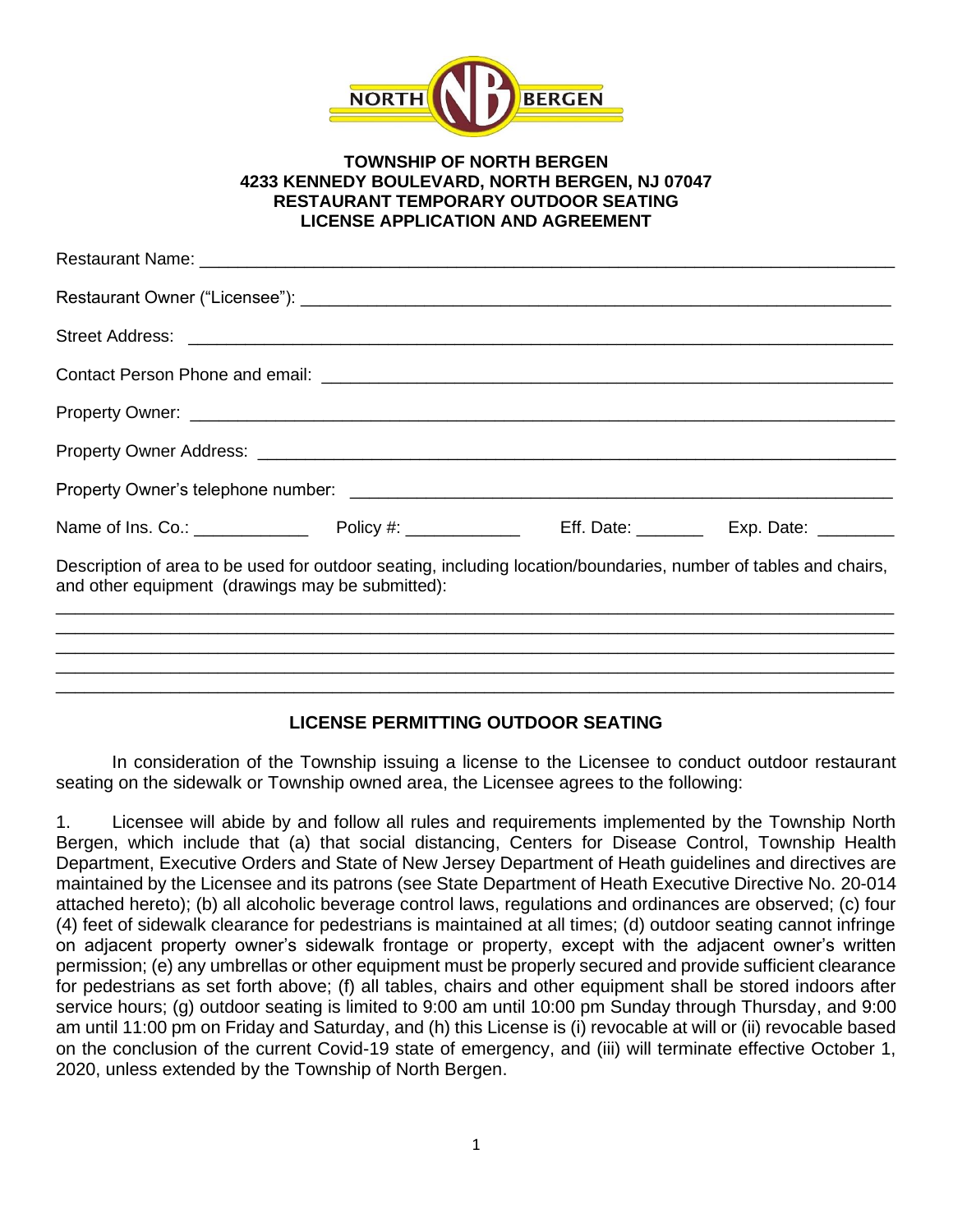**TOWNSHIP OF NORTH BERGEN**
**4233 KENNEDY BOULEVARD, NORTH BERGEN, NJ 07047**
**RESTAURANT TEMPORARY OUTDOOR SEATING**
**LICENSE APPLICATION AND AGREEMENT**

Restaurant Name: ______________________________________________________________

Restaurant Owner ("Licensee"): ___________________________________________________

Street Address: _________________________________________________________________

Contact Person Phone and email: __________________________________________________

Property Owner: ________________________________________________________________

Property Owner Address: _________________________________________________________

Property Owner's telephone number: ______________________________________________

Name of Ins. Co.: ____________ Policy #: ____________ Eff. Date: _______ Exp. Date: ________

Description of area to be used for outdoor seating, including location/boundaries, number of tables and chairs, and other equipment (drawings may be submitted):

_____________________________________________________________________________
_____________________________________________________________________________
_____________________________________________________________________________
_____________________________________________________________________________
_____________________________________________________________________________

## LICENSE PERMITTING OUTDOOR SEATING

In consideration of the Township issuing a license to the Licensee to conduct outdoor restaurant seating on the sidewalk or Township owned area, the Licensee agrees to the following:

1. Licensee will abide by and follow all rules and requirements implemented by the Township North Bergen, which include that (a) that social distancing, Centers for Disease Control, Township Health Department, Executive Orders and State of New Jersey Department of Heath guidelines and directives are maintained by the Licensee and its patrons (see State Department of Heath Executive Directive No. 20-014 attached hereto); (b) all alcoholic beverage control laws, regulations and ordinances are observed; (c) four (4) feet of sidewalk clearance for pedestrians is maintained at all times; (d) outdoor seating cannot infringe on adjacent property owner's sidewalk frontage or property, except with the adjacent owner's written permission; (e) any umbrellas or other equipment must be properly secured and provide sufficient clearance for pedestrians as set forth above; (f) all tables, chairs and other equipment shall be stored indoors after service hours; (g) outdoor seating is limited to 9:00 am until 10:00 pm Sunday through Thursday, and 9:00 am until 11:00 pm on Friday and Saturday, and (h) this License is (i) revocable at will or (ii) revocable based on the conclusion of the current Covid-19 state of emergency, and (iii) will terminate effective October 1, 2020, unless extended by the Township of North Bergen.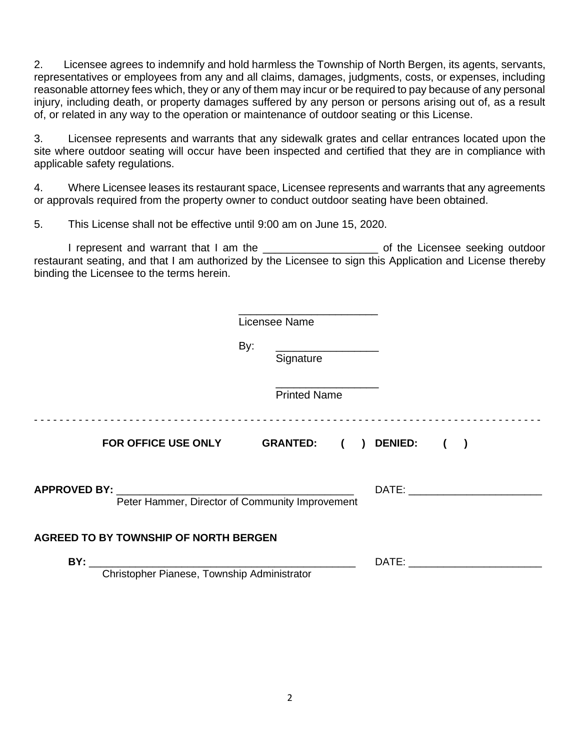2. Licensee agrees to indemnify and hold harmless the Township of North Bergen, its agents, servants, representatives or employees from any and all claims, damages, judgments, costs, or expenses, including reasonable attorney fees which, they or any of them may incur or be required to pay because of any personal injury, including death, or property damages suffered by any person or persons arising out of, as a result of, or related in any way to the operation or maintenance of outdoor seating or this License.

3. Licensee represents and warrants that any sidewalk grates and cellar entrances located upon the site where outdoor seating will occur have been inspected and certified that they are in compliance with applicable safety regulations.

4. Where Licensee leases its restaurant space, Licensee represents and warrants that any agreements or approvals required from the property owner to conduct outdoor seating have been obtained.

5. This License shall not be effective until 9:00 am on June 15, 2020.

I represent and warrant that I am the ___________________ of the Licensee seeking outdoor restaurant seating, and that I am authorized by the Licensee to sign this Application and License thereby binding the Licensee to the terms herein.

_______________________
Licensee Name

By: _________________
Signature

_________________
Printed Name

- - - - - - - - - - - - - - - - - - - - - - - - - - - - - - - - - - - - - - - - - - - - - - - - - - - - - - - - - - - - - - - - - - - - - - - - - - - - -

**FOR OFFICE USE ONLY GRANTED: ( ) DENIED: ( )**

**APPROVED BY:** ________________________________________ DATE: ______________________
Peter Hammer, Director of Community Improvement

**AGREED TO BY TOWNSHIP OF NORTH BERGEN**

**BY:** ______________________________________________ DATE: ______________________
Christopher Pianese, Township Administrator